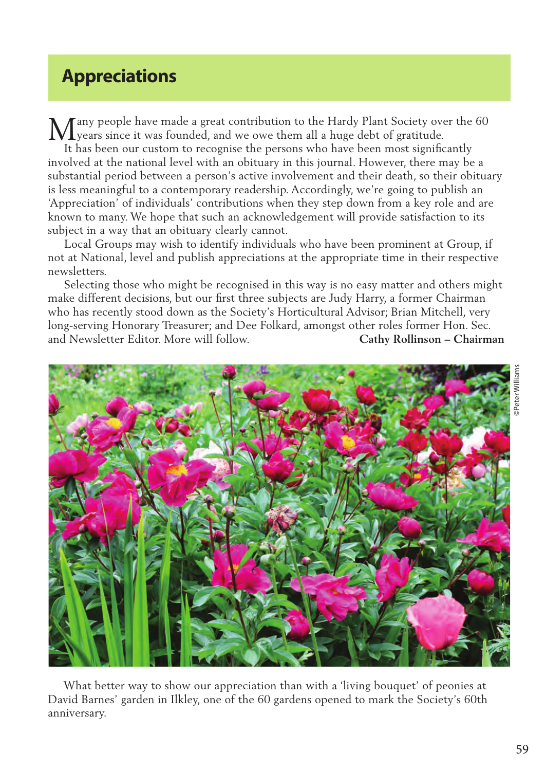# Appreciations

Many people have made a great contribution to the Hardy Plant Society over the 60 years since it was founded, and we owe them all a huge debt of gratitude.

It has been our custom to recognise the persons who have been most significantly involved at the national level with an obituary in this journal. However, there may be a substantial period between a person's active involvement and their death, so their obituary is less meaningful to a contemporary readership. Accordingly, we're going to publish an 'Appreciation' of individuals' contributions when they step down from a key role and are known to many. We hope that such an acknowledgement will provide satisfaction to its subject in a way that an obituary clearly cannot.

Local Groups may wish to identify individuals who have been prominent at Group, if not at National, level and publish appreciations at the appropriate time in their respective newsletters.

Selecting those who might be recognised in this way is no easy matter and others might make different decisions, but our first three subjects are Judy Harry, a former Chairman who has recently stood down as the Society's Horticultural Advisor; Brian Mitchell, very long-serving Honorary Treasurer; and Dee Folkard, amongst other roles former Hon. Sec. and Newsletter Editor. More will follow. **Cathy Rollinson – Chairman**

©Peter Williams

What better way to show our appreciation than with a 'living bouquet' of peonies at David Barnes' garden in Ilkley, one of the 60 gardens opened to mark the Society's 60th anniversary.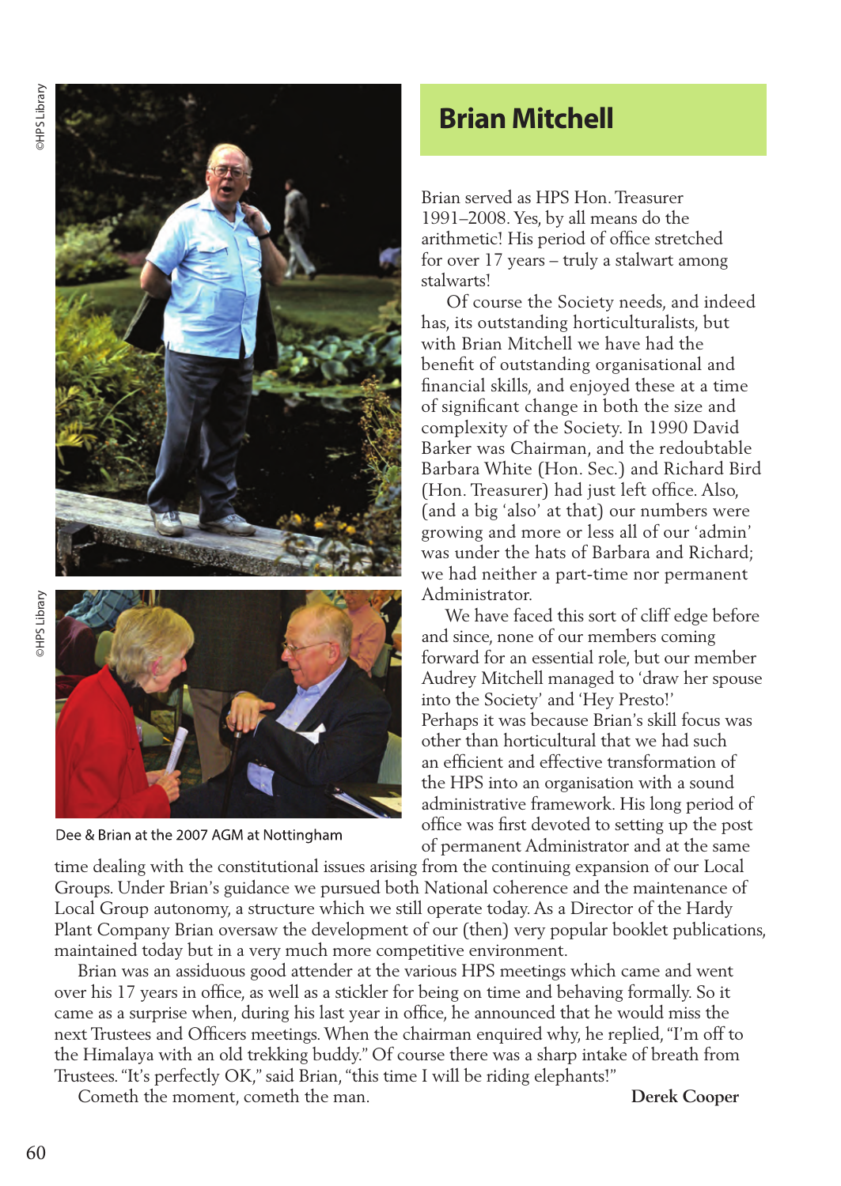# Brian Mitchell

Brian served as HPS Hon. Treasurer 1991–2008. Yes, by all means do the arithmetic! His period of office stretched for over 17 years – truly a stalwart among stalwarts!

Of course the Society needs, and indeed has, its outstanding horticulturalists, but with Brian Mitchell we have had the benefit of outstanding organisational and financial skills, and enjoyed these at a time of significant change in both the size and complexity of the Society. In 1990 David Barker was Chairman, and the redoubtable Barbara White (Hon. Sec.) and Richard Bird (Hon. Treasurer) had just left office. Also, (and a big 'also' at that) our numbers were growing and more or less all of our 'admin' was under the hats of Barbara and Richard; we had neither a part-time nor permanent Administrator.

We have faced this sort of cliff edge before and since, none of our members coming forward for an essential role, but our member Audrey Mitchell managed to 'draw her spouse into the Society' and 'Hey Presto!' Perhaps it was because Brian's skill focus was other than horticultural that we had such an efficient and effective transformation of the HPS into an organisation with a sound administrative framework. His long period of office was first devoted to setting up the post of permanent Administrator and at the same time dealing with the constitutional issues arising from the continuing expansion of our Local Groups. Under Brian's guidance we pursued both National coherence and the maintenance of Local Group autonomy, a structure which we still operate today. As a Director of the Hardy Plant Company Brian oversaw the development of our (then) very popular booklet publications, maintained today but in a very much more competitive environment.

Brian was an assiduous good attender at the various HPS meetings which came and went over his 17 years in office, as well as a stickler for being on time and behaving formally. So it came as a surprise when, during his last year in office, he announced that he would miss the next Trustees and Officers meetings. When the chairman enquired why, he replied, "I'm off to the Himalaya with an old trekking buddy." Of course there was a sharp intake of breath from Trustees. "It's perfectly OK," said Brian, "this time I will be riding elephants!"

Cometh the moment, cometh the man.

**Derek Cooper**

©HPS Library

©HPS Library

Dee & Brian at the 2007 AGM at Nottingham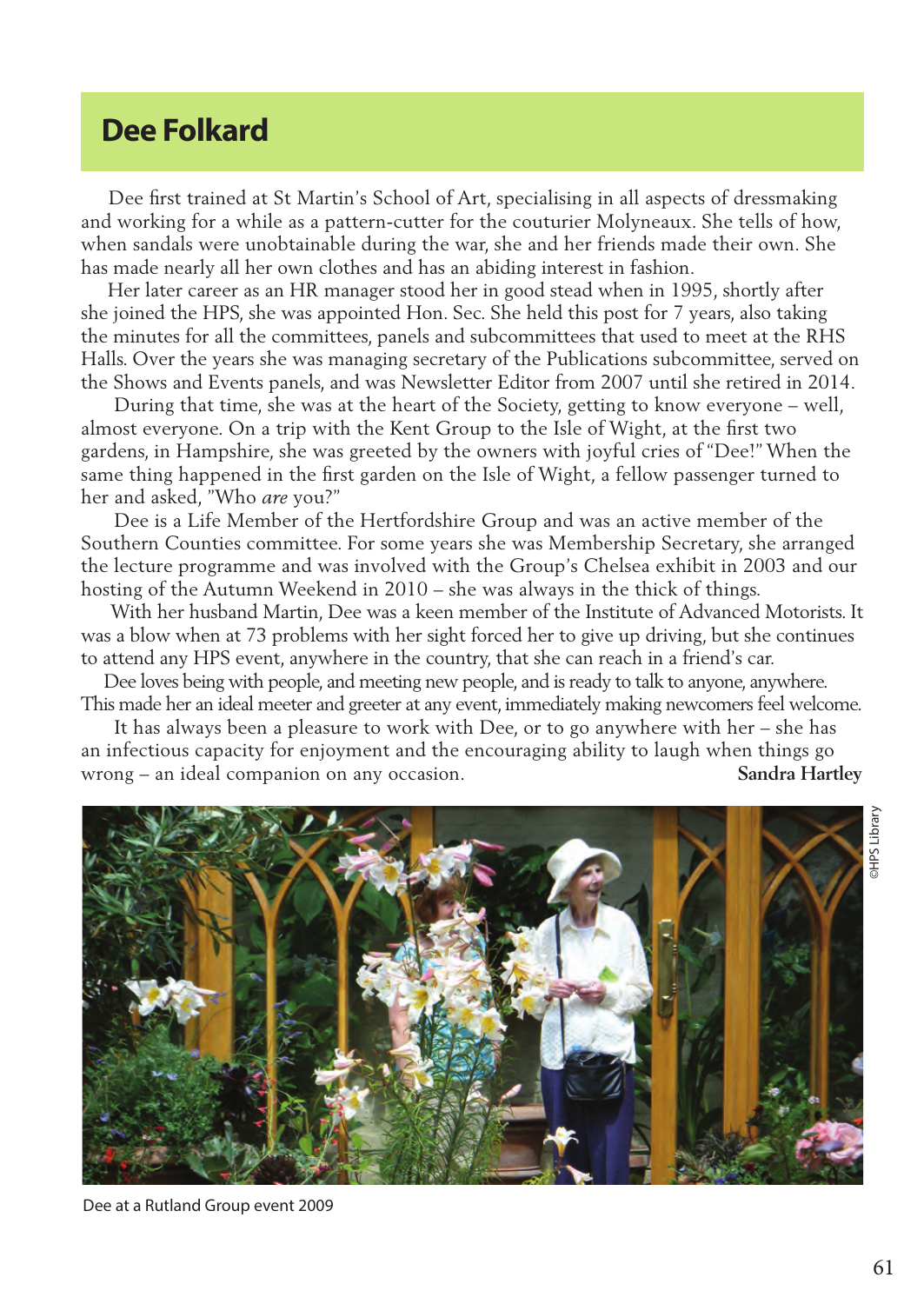## Dee Folkard

Dee first trained at St Martin's School of Art, specialising in all aspects of dressmaking and working for a while as a pattern-cutter for the couturier Molyneaux. She tells of how, when sandals were unobtainable during the war, she and her friends made their own. She has made nearly all her own clothes and has an abiding interest in fashion.

Her later career as an HR manager stood her in good stead when in 1995, shortly after she joined the HPS, she was appointed Hon. Sec. She held this post for 7 years, also taking the minutes for all the committees, panels and subcommittees that used to meet at the RHS Halls. Over the years she was managing secretary of the Publications subcommittee, served on the Shows and Events panels, and was Newsletter Editor from 2007 until she retired in 2014.

During that time, she was at the heart of the Society, getting to know everyone – well, almost everyone. On a trip with the Kent Group to the Isle of Wight, at the first two gardens, in Hampshire, she was greeted by the owners with joyful cries of "Dee!" When the same thing happened in the first garden on the Isle of Wight, a fellow passenger turned to her and asked, "Who *are* you?"

Dee is a Life Member of the Hertfordshire Group and was an active member of the Southern Counties committee. For some years she was Membership Secretary, she arranged the lecture programme and was involved with the Group's Chelsea exhibit in 2003 and our hosting of the Autumn Weekend in 2010 – she was always in the thick of things.

With her husband Martin, Dee was a keen member of the Institute of Advanced Motorists. It was a blow when at 73 problems with her sight forced her to give up driving, but she continues to attend any HPS event, anywhere in the country, that she can reach in a friend's car.

Dee loves being with people, and meeting new people, and is ready to talk to anyone, anywhere. This made her an ideal meeter and greeter at any event, immediately making newcomers feel welcome.

It has always been a pleasure to work with Dee, or to go anywhere with her – she has an infectious capacity for enjoyment and the encouraging ability to laugh when things go wrong – an ideal companion on any occasion. **Sandra Hartley**

©HPS Library

Dee at a Rutland Group event 2009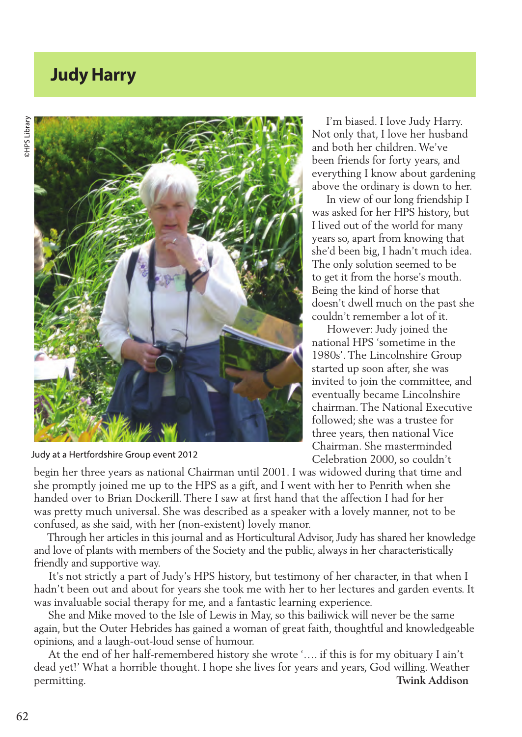## Judy Harry

©HPS Library

Judy at a Hertfordshire Group event 2012

I'm biased. I love Judy Harry. Not only that, I love her husband and both her children. We've been friends for forty years, and everything I know about gardening above the ordinary is down to her.

In view of our long friendship I was asked for her HPS history, but I lived out of the world for many years so, apart from knowing that she'd been big, I hadn't much idea. The only solution seemed to be to get it from the horse's mouth. Being the kind of horse that doesn't dwell much on the past she couldn't remember a lot of it.

However: Judy joined the national HPS 'sometime in the 1980s'. The Lincolnshire Group started up soon after, she was invited to join the committee, and eventually became Lincolnshire chairman. The National Executive followed; she was a trustee for three years, then national Vice Chairman. She masterminded Celebration 2000, so couldn't begin her three years as national Chairman until 2001. I was widowed during that time and she promptly joined me up to the HPS as a gift, and I went with her to Penrith when she handed over to Brian Dockerill. There I saw at first hand that the affection I had for her was pretty much universal. She was described as a speaker with a lovely manner, not to be confused, as she said, with her (non-existent) lovely manor.

Through her articles in this journal and as Horticultural Advisor, Judy has shared her knowledge and love of plants with members of the Society and the public, always in her characteristically friendly and supportive way.

It's not strictly a part of Judy's HPS history, but testimony of her character, in that when I hadn't been out and about for years she took me with her to her lectures and garden events. It was invaluable social therapy for me, and a fantastic learning experience.

She and Mike moved to the Isle of Lewis in May, so this bailiwick will never be the same again, but the Outer Hebrides has gained a woman of great faith, thoughtful and knowledgeable opinions, and a laugh-out-loud sense of humour.

At the end of her half-remembered history she wrote '.... if this is for my obituary I ain't dead yet!' What a horrible thought. I hope she lives for years and years, God willing. Weather permitting.

**Twink Addison**